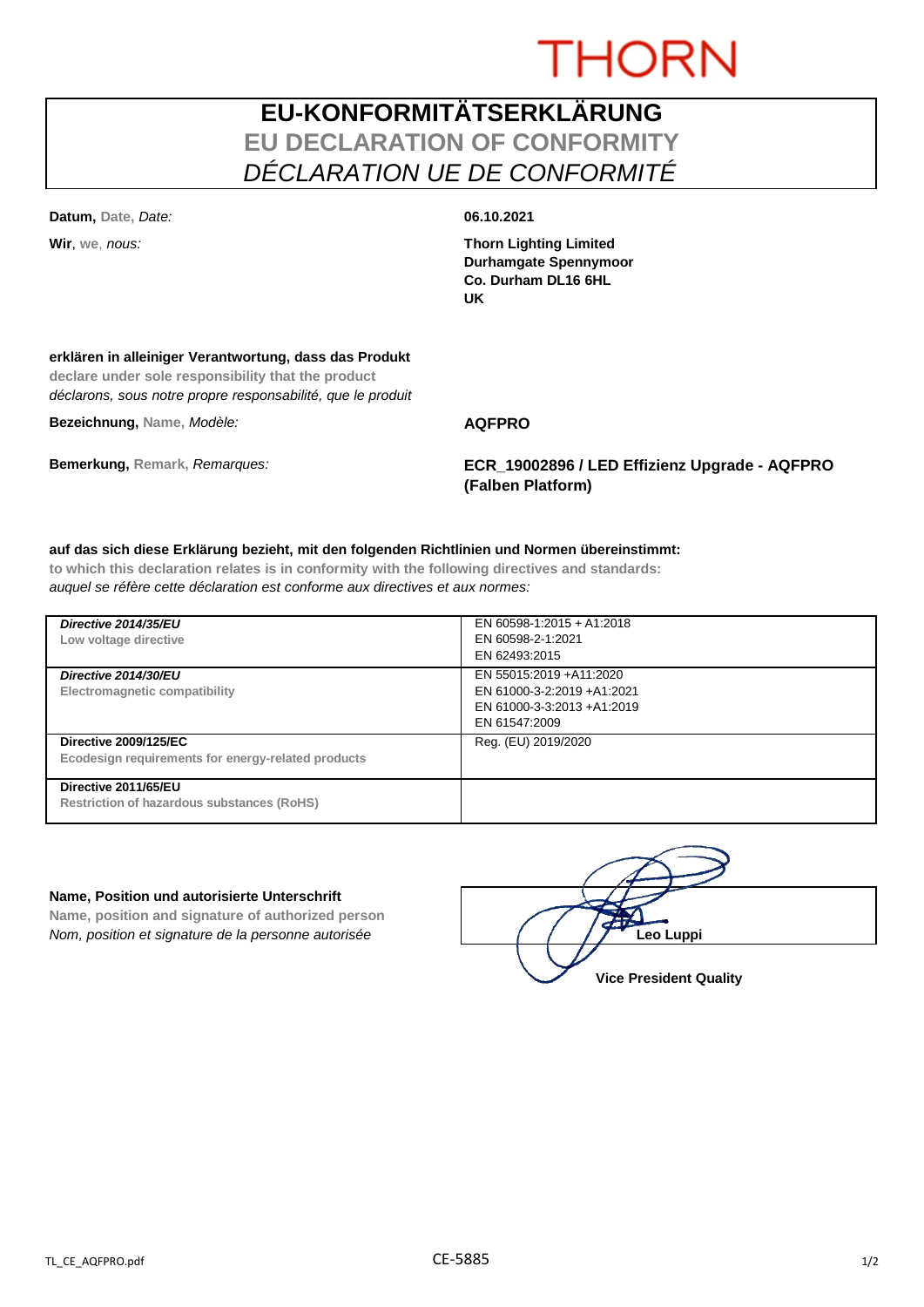THORN

# EU-KONFORMITÄTSERKLÄRUNG
## EU DECLARATION OF CONFORMITY
## *DÉCLARATION UE DE CONFORMITÉ*

**Datum,** Date, *Date:* **06.10.2021**

**Wir**, we, *nous:* **Thorn Lighting Limited**
**Durhamgate Spennymoor**
**Co. Durham DL16 6HL**
**UK**

**erklären in alleiniger Verantwortung, dass das Produkt**
**declare under sole responsibility that the product**
*déclarons, sous notre propre responsabilité, que le produit*

**Bezeichnung,** Name, *Modèle:* **AQFPRO**

**Bemerkung,** Remark, *Remarques:* **ECR_19002896 / LED Effizienz Upgrade - AQFPRO (Falben Platform)**

**auf das sich diese Erklärung bezieht, mit den folgenden Richtlinien und Normen übereinstimmt:**
**to which this declaration relates is in conformity with the following directives and standards:**
*auquel se réfère cette déclaration est conforme aux directives et aux normes:*

| Directive | Standards |
|---|---|
| ***Directive 2014/35/EU***<br>**Low voltage directive** | EN 60598-1:2015 + A1:2018<br>EN 60598-2-1:2021<br>EN 62493:2015 |
| ***Directive 2014/30/EU***<br>**Electromagnetic compatibility** | EN 55015:2019 +A11:2020<br>EN 61000-3-2:2019 +A1:2021<br>EN 61000-3-3:2013 +A1:2019<br>EN 61547:2009 |
| **Directive 2009/125/EC**<br>**Ecodesign requirements for energy-related products** | Reg. (EU) 2019/2020 |
| **Directive 2011/65/EU**<br>**Restriction of hazardous substances (RoHS)** | |

**Name, Position und autorisierte Unterschrift**
**Name, position and signature of authorized person**
*Nom, position et signature de la personne autorisée*

**Leo Luppi**
**Vice President Quality**

TL_CE_AQFPRO.pdf

CE-5885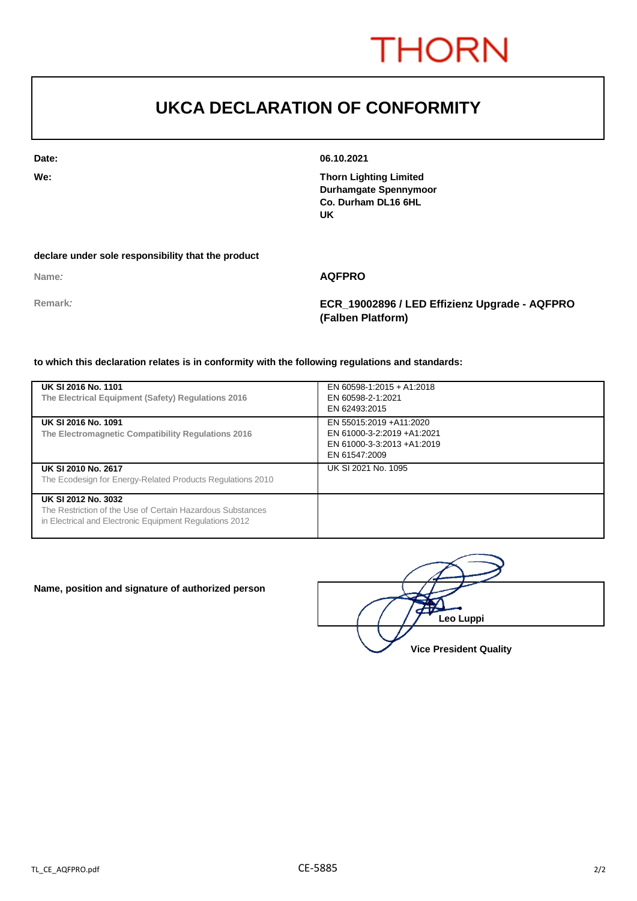THORN

# UKCA DECLARATION OF CONFORMITY

**Date:** **06.10.2021**

**We:** **Thorn Lighting Limited**
**Durhamgate Spennymoor**
**Co. Durham DL16 6HL**
**UK**

**declare under sole responsibility that the product**

Name: **AQFPRO**

Remark: **ECR_19002896 / LED Effizienz Upgrade - AQFPRO (Falben Platform)**

**to which this declaration relates is in conformity with the following regulations and standards:**

| | |
|---|---|
| **UK SI 2016 No. 1101**<br>**The Electrical Equipment (Safety) Regulations 2016** | EN 60598-1:2015 + A1:2018<br>EN 60598-2-1:2021<br>EN 62493:2015 |
| **UK SI 2016 No. 1091**<br>**The Electromagnetic Compatibility Regulations 2016** | EN 55015:2019 +A11:2020<br>EN 61000-3-2:2019 +A1:2021<br>EN 61000-3-3:2013 +A1:2019<br>EN 61547:2009 |
| **UK SI 2010 No. 2617**<br>The Ecodesign for Energy-Related Products Regulations 2010 | UK SI 2021 No. 1095 |
| **UK SI 2012 No. 3032**<br>The Restriction of the Use of Certain Hazardous Substances in Electrical and Electronic Equipment Regulations 2012 | |

**Name, position and signature of authorized person**

**Leo Luppi**

**Vice President Quality**

TL_CE_AQFPRO.pdf

CE-5885